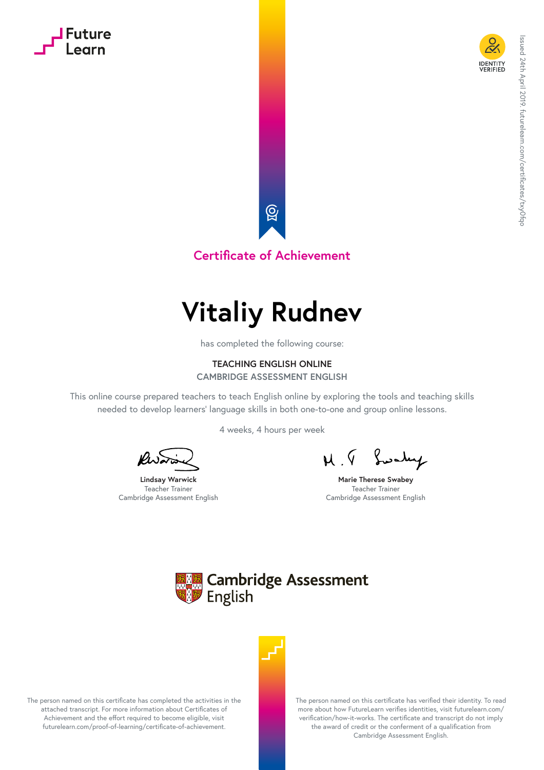Future Learn

IDENTITY VERIFIED

Issued 24th April 2019. futurelearn.com/certificates/txy0fqo

## Certificate of Achievement

# Vitaliy Rudnev

has completed the following course:

**TEACHING ENGLISH ONLINE**
CAMBRIDGE ASSESSMENT ENGLISH

This online course prepared teachers to teach English online by exploring the tools and teaching skills needed to develop learners' language skills in both one-to-one and group online lessons.

4 weeks, 4 hours per week

**Lindsay Warwick**
Teacher Trainer
Cambridge Assessment English

**Marie Therese Swabey**
Teacher Trainer
Cambridge Assessment English

Cambridge Assessment English

The person named on this certificate has completed the activities in the attached transcript. For more information about Certificates of Achievement and the effort required to become eligible, visit futurelearn.com/proof-of-learning/certificate-of-achievement.

The person named on this certificate has verified their identity. To read more about how FutureLearn verifies identities, visit futurelearn.com/verification/how-it-works. The certificate and transcript do not imply the award of credit or the conferment of a qualification from Cambridge Assessment English.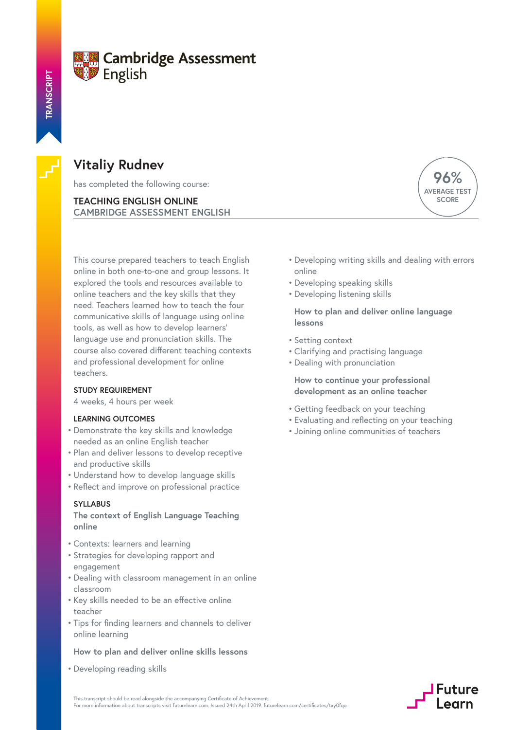TRANSCRIPT

Cambridge Assessment English

# Vitaliy Rudnev

has completed the following course:

## TEACHING ENGLISH ONLINE
CAMBRIDGE ASSESSMENT ENGLISH

96%
AVERAGE TEST SCORE

This course prepared teachers to teach English online in both one-to-one and group lessons. It explored the tools and resources available to online teachers and the key skills that they need. Teachers learned how to teach the four communicative skills of language using online tools, as well as how to develop learners' language use and pronunciation skills. The course also covered different teaching contexts and professional development for online teachers.

### STUDY REQUIREMENT

4 weeks, 4 hours per week

### LEARNING OUTCOMES

- Demonstrate the key skills and knowledge needed as an online English teacher
- Plan and deliver lessons to develop receptive and productive skills
- Understand how to develop language skills
- Reflect and improve on professional practice

### SYLLABUS

**The context of English Language Teaching online**

- Contexts: learners and learning
- Strategies for developing rapport and engagement
- Dealing with classroom management in an online classroom
- Key skills needed to be an effective online teacher
- Tips for finding learners and channels to deliver online learning

**How to plan and deliver online skills lessons**

- Developing reading skills
- Developing writing skills and dealing with errors online
- Developing speaking skills
- Developing listening skills

**How to plan and deliver online language lessons**

- Setting context
- Clarifying and practising language
- Dealing with pronunciation

**How to continue your professional development as an online teacher**

- Getting feedback on your teaching
- Evaluating and reflecting on your teaching
- Joining online communities of teachers

This transcript should be read alongside the accompanying Certificate of Achievement.
For more information about transcripts visit futurelearn.com. Issued 24th April 2019. futurelearn.com/certificates/txy0fqo

FutureLearn